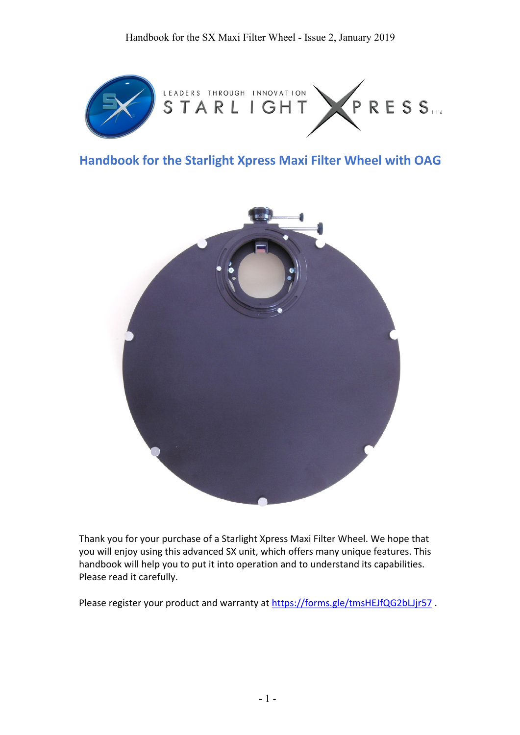# Handbook for the Starlight Xpress Maxi Filter Wheel with OAG

Thank you for your purchase of a Starlight Xpress Maxi Filter Wheel. We hope that you will enjoy using this advanced SX unit, which offers many unique features. This handbook will help you to put it into operation and to understand its capabilities. Please read it carefully.

Please register your product and warranty at https://forms.gle/tmsHEJfQG2bLJjr57 .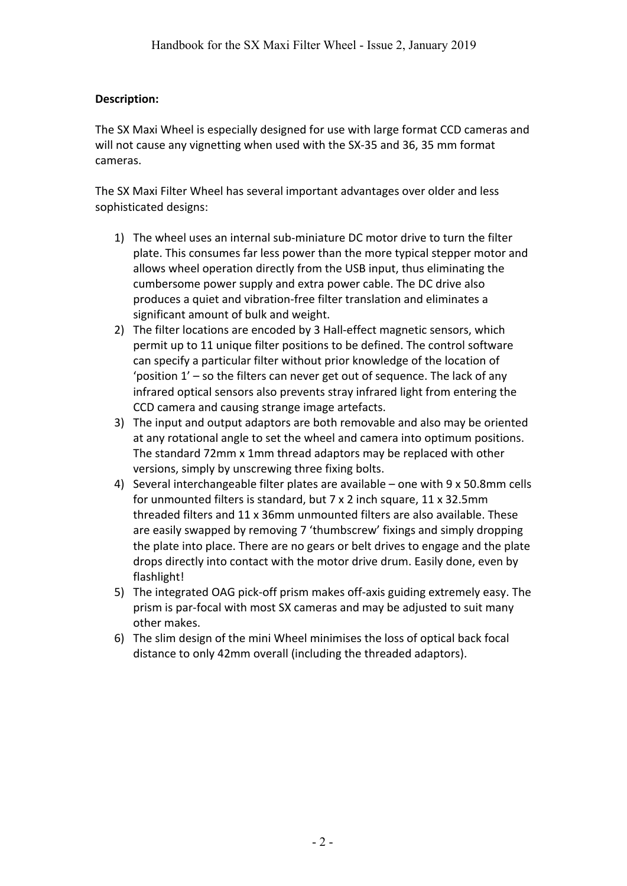**Description:**

The SX Maxi Wheel is especially designed for use with large format CCD cameras and will not cause any vignetting when used with the SX-35 and 36, 35 mm format cameras.

The SX Maxi Filter Wheel has several important advantages over older and less sophisticated designs:

1) The wheel uses an internal sub-miniature DC motor drive to turn the filter plate. This consumes far less power than the more typical stepper motor and allows wheel operation directly from the USB input, thus eliminating the cumbersome power supply and extra power cable. The DC drive also produces a quiet and vibration-free filter translation and eliminates a significant amount of bulk and weight.
2) The filter locations are encoded by 3 Hall-effect magnetic sensors, which permit up to 11 unique filter positions to be defined. The control software can specify a particular filter without prior knowledge of the location of 'position 1' – so the filters can never get out of sequence. The lack of any infrared optical sensors also prevents stray infrared light from entering the CCD camera and causing strange image artefacts.
3) The input and output adaptors are both removable and also may be oriented at any rotational angle to set the wheel and camera into optimum positions. The standard 72mm x 1mm thread adaptors may be replaced with other versions, simply by unscrewing three fixing bolts.
4) Several interchangeable filter plates are available – one with 9 x 50.8mm cells for unmounted filters is standard, but 7 x 2 inch square, 11 x 32.5mm threaded filters and 11 x 36mm unmounted filters are also available. These are easily swapped by removing 7 'thumbscrew' fixings and simply dropping the plate into place. There are no gears or belt drives to engage and the plate drops directly into contact with the motor drive drum. Easily done, even by flashlight!
5) The integrated OAG pick-off prism makes off-axis guiding extremely easy. The prism is par-focal with most SX cameras and may be adjusted to suit many other makes.
6) The slim design of the mini Wheel minimises the loss of optical back focal distance to only 42mm overall (including the threaded adaptors).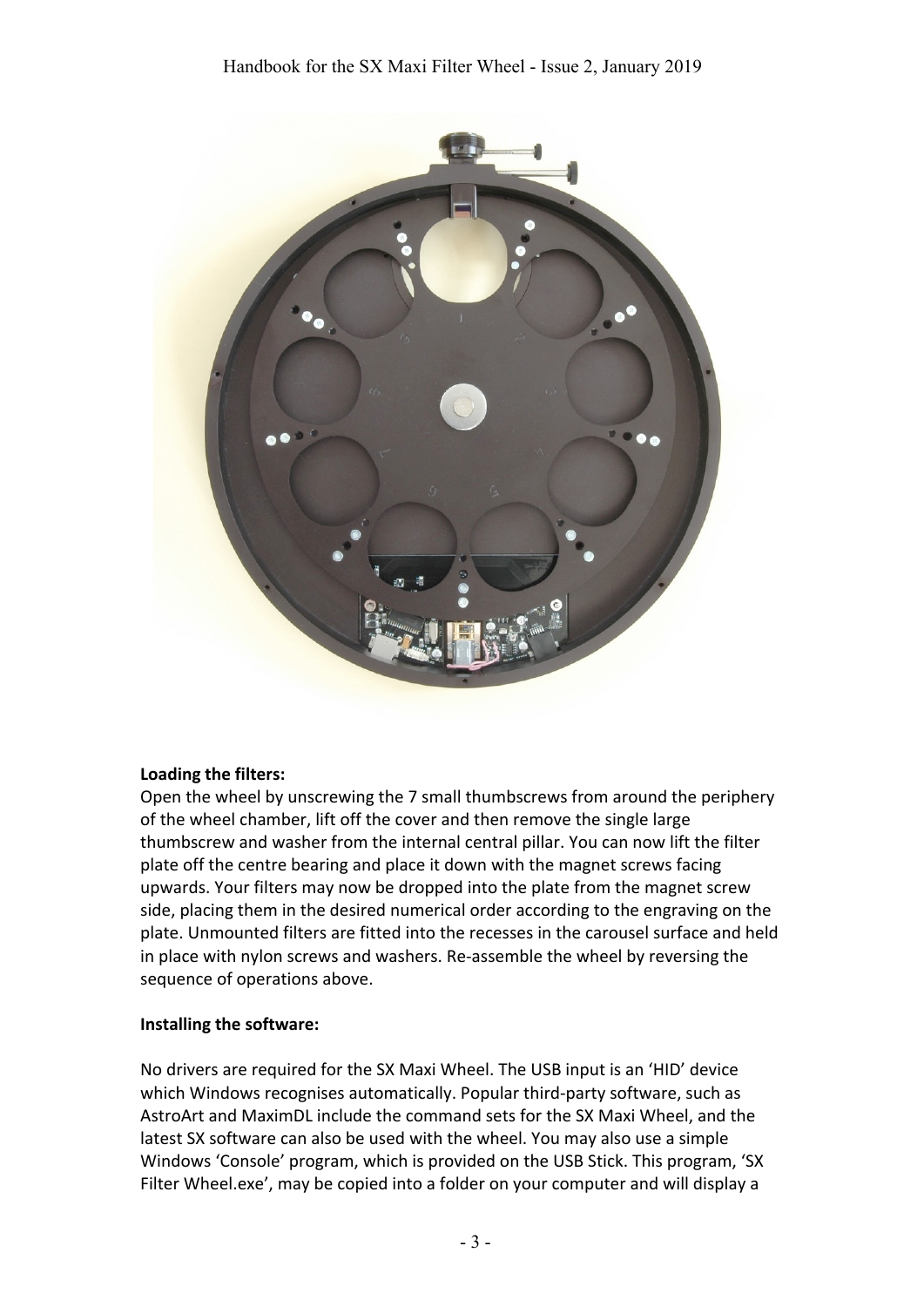**Loading the filters:**

Open the wheel by unscrewing the 7 small thumbscrews from around the periphery of the wheel chamber, lift off the cover and then remove the single large thumbscrew and washer from the internal central pillar. You can now lift the filter plate off the centre bearing and place it down with the magnet screws facing upwards. Your filters may now be dropped into the plate from the magnet screw side, placing them in the desired numerical order according to the engraving on the plate. Unmounted filters are fitted into the recesses in the carousel surface and held in place with nylon screws and washers. Re-assemble the wheel by reversing the sequence of operations above.

**Installing the software:**

No drivers are required for the SX Maxi Wheel. The USB input is an 'HID' device which Windows recognises automatically. Popular third-party software, such as AstroArt and MaximDL include the command sets for the SX Maxi Wheel, and the latest SX software can also be used with the wheel. You may also use a simple Windows 'Console' program, which is provided on the USB Stick. This program, 'SX Filter Wheel.exe', may be copied into a folder on your computer and will display a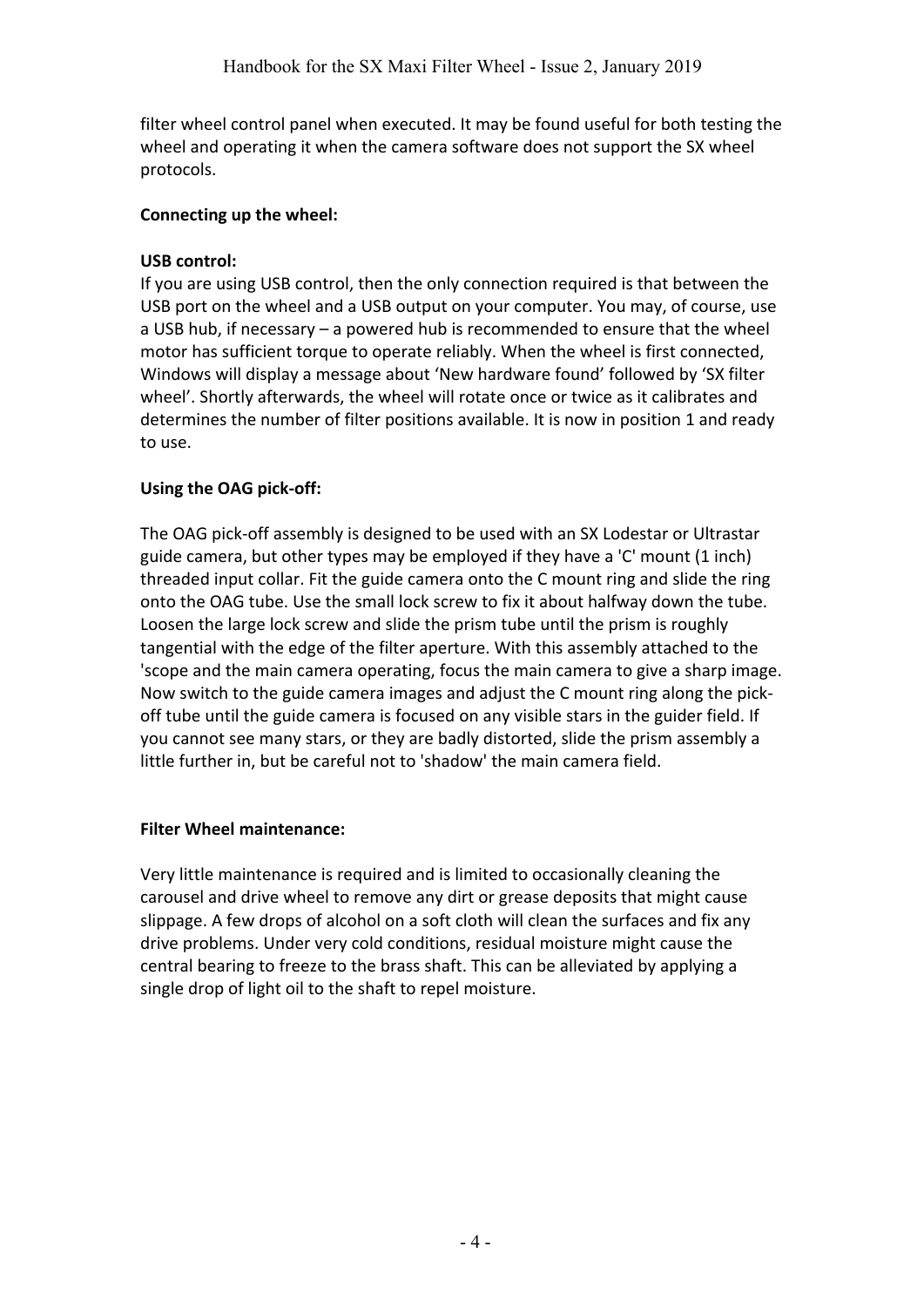filter wheel control panel when executed. It may be found useful for both testing the wheel and operating it when the camera software does not support the SX wheel protocols.

**Connecting up the wheel:**

**USB control:**
If you are using USB control, then the only connection required is that between the USB port on the wheel and a USB output on your computer. You may, of course, use a USB hub, if necessary – a powered hub is recommended to ensure that the wheel motor has sufficient torque to operate reliably. When the wheel is first connected, Windows will display a message about 'New hardware found' followed by 'SX filter wheel'. Shortly afterwards, the wheel will rotate once or twice as it calibrates and determines the number of filter positions available. It is now in position 1 and ready to use.

**Using the OAG pick-off:**

The OAG pick-off assembly is designed to be used with an SX Lodestar or Ultrastar guide camera, but other types may be employed if they have a 'C' mount (1 inch) threaded input collar. Fit the guide camera onto the C mount ring and slide the ring onto the OAG tube. Use the small lock screw to fix it about halfway down the tube. Loosen the large lock screw and slide the prism tube until the prism is roughly tangential with the edge of the filter aperture. With this assembly attached to the 'scope and the main camera operating, focus the main camera to give a sharp image. Now switch to the guide camera images and adjust the C mount ring along the pick-off tube until the guide camera is focused on any visible stars in the guider field. If you cannot see many stars, or they are badly distorted, slide the prism assembly a little further in, but be careful not to 'shadow' the main camera field.

**Filter Wheel maintenance:**

Very little maintenance is required and is limited to occasionally cleaning the carousel and drive wheel to remove any dirt or grease deposits that might cause slippage. A few drops of alcohol on a soft cloth will clean the surfaces and fix any drive problems. Under very cold conditions, residual moisture might cause the central bearing to freeze to the brass shaft. This can be alleviated by applying a single drop of light oil to the shaft to repel moisture.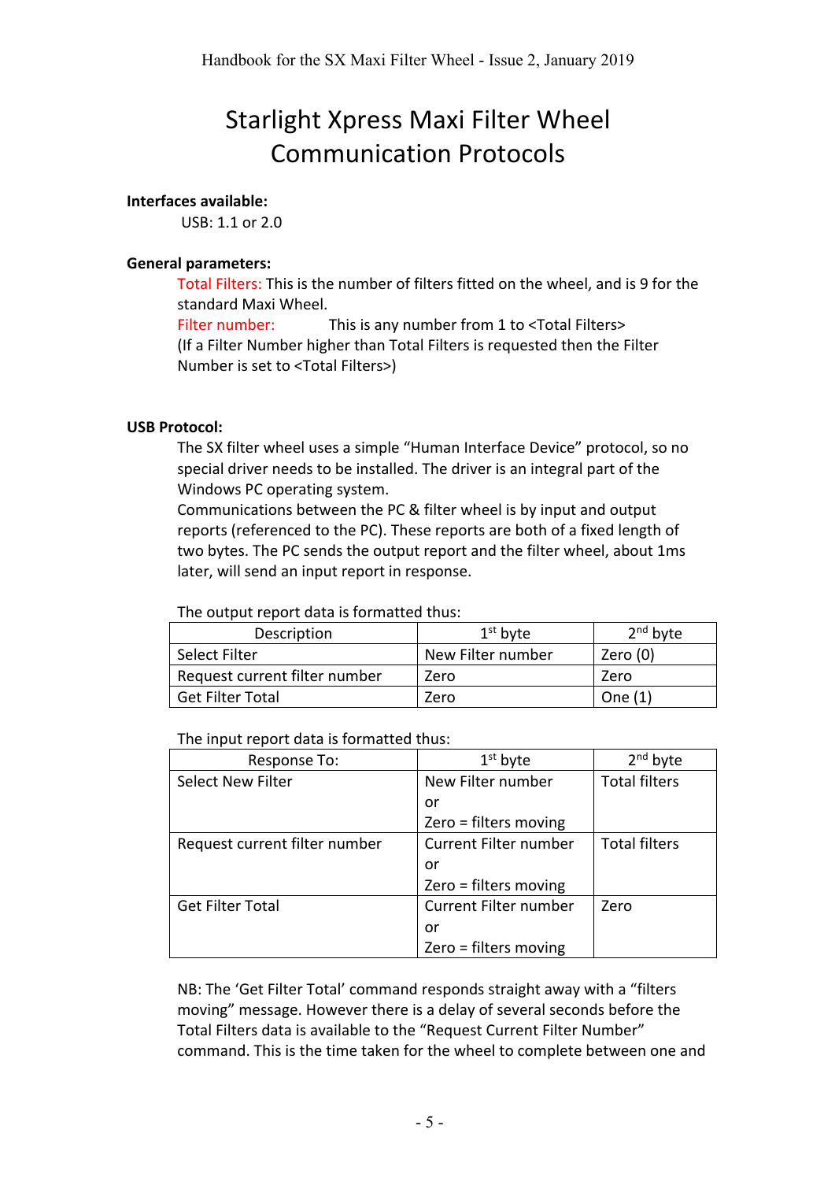# Starlight Xpress Maxi Filter Wheel Communication Protocols

**Interfaces available:**

USB: 1.1 or 2.0

**General parameters:**

Total Filters: This is the number of filters fitted on the wheel, and is 9 for the standard Maxi Wheel.

Filter number: This is any number from 1 to <Total Filters>
(If a Filter Number higher than Total Filters is requested then the Filter Number is set to <Total Filters>)

**USB Protocol:**

The SX filter wheel uses a simple "Human Interface Device" protocol, so no special driver needs to be installed. The driver is an integral part of the Windows PC operating system.
Communications between the PC & filter wheel is by input and output reports (referenced to the PC). These reports are both of a fixed length of two bytes. The PC sends the output report and the filter wheel, about 1ms later, will send an input report in response.

The output report data is formatted thus:

| Description | 1st byte | 2nd byte |
|---|---|---|
| Select Filter | New Filter number | Zero (0) |
| Request current filter number | Zero | Zero |
| Get Filter Total | Zero | One (1) |

The input report data is formatted thus:

| Response To: | 1st byte | 2nd byte |
|---|---|---|
| Select New Filter | New Filter number or Zero = filters moving | Total filters |
| Request current filter number | Current Filter number or Zero = filters moving | Total filters |
| Get Filter Total | Current Filter number or Zero = filters moving | Zero |

NB: The 'Get Filter Total' command responds straight away with a "filters moving" message. However there is a delay of several seconds before the Total Filters data is available to the "Request Current Filter Number" command. This is the time taken for the wheel to complete between one and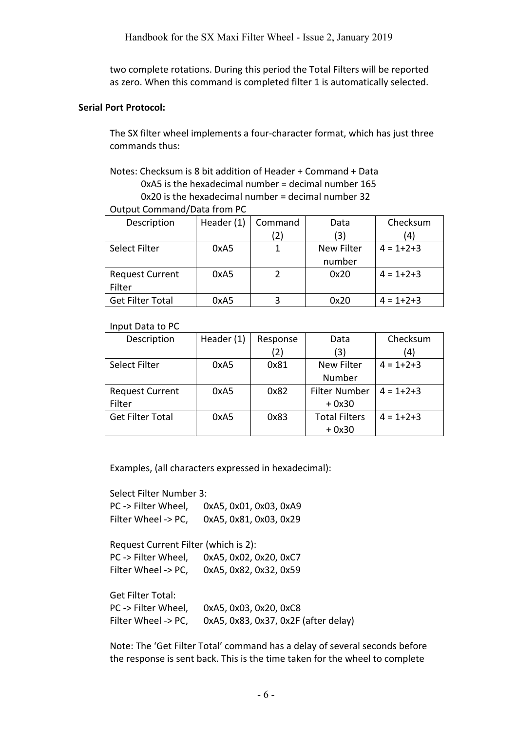two complete rotations. During this period the Total Filters will be reported as zero. When this command is completed filter 1 is automatically selected.

**Serial Port Protocol:**

The SX filter wheel implements a four-character format, which has just three commands thus:

Notes: Checksum is 8 bit addition of Header + Command + Data
0xA5 is the hexadecimal number = decimal number 165
0x20 is the hexadecimal number = decimal number 32

Output Command/Data from PC

| Description | Header (1) | Command (2) | Data (3) | Checksum (4) |
|---|---|---|---|---|
| Select Filter | 0xA5 | 1 | New Filter number | 4 = 1+2+3 |
| Request Current Filter | 0xA5 | 2 | 0x20 | 4 = 1+2+3 |
| Get Filter Total | 0xA5 | 3 | 0x20 | 4 = 1+2+3 |

Input Data to PC

| Description | Header (1) | Response (2) | Data (3) | Checksum (4) |
|---|---|---|---|---|
| Select Filter | 0xA5 | 0x81 | New Filter Number | 4 = 1+2+3 |
| Request Current Filter | 0xA5 | 0x82 | Filter Number + 0x30 | 4 = 1+2+3 |
| Get Filter Total | 0xA5 | 0x83 | Total Filters + 0x30 | 4 = 1+2+3 |

Examples, (all characters expressed in hexadecimal):

Select Filter Number 3:
PC -> Filter Wheel, 0xA5, 0x01, 0x03, 0xA9
Filter Wheel -> PC, 0xA5, 0x81, 0x03, 0x29

Request Current Filter (which is 2):
PC -> Filter Wheel, 0xA5, 0x02, 0x20, 0xC7
Filter Wheel -> PC, 0xA5, 0x82, 0x32, 0x59

Get Filter Total:
PC -> Filter Wheel, 0xA5, 0x03, 0x20, 0xC8
Filter Wheel -> PC, 0xA5, 0x83, 0x37, 0x2F (after delay)

Note: The 'Get Filter Total' command has a delay of several seconds before the response is sent back. This is the time taken for the wheel to complete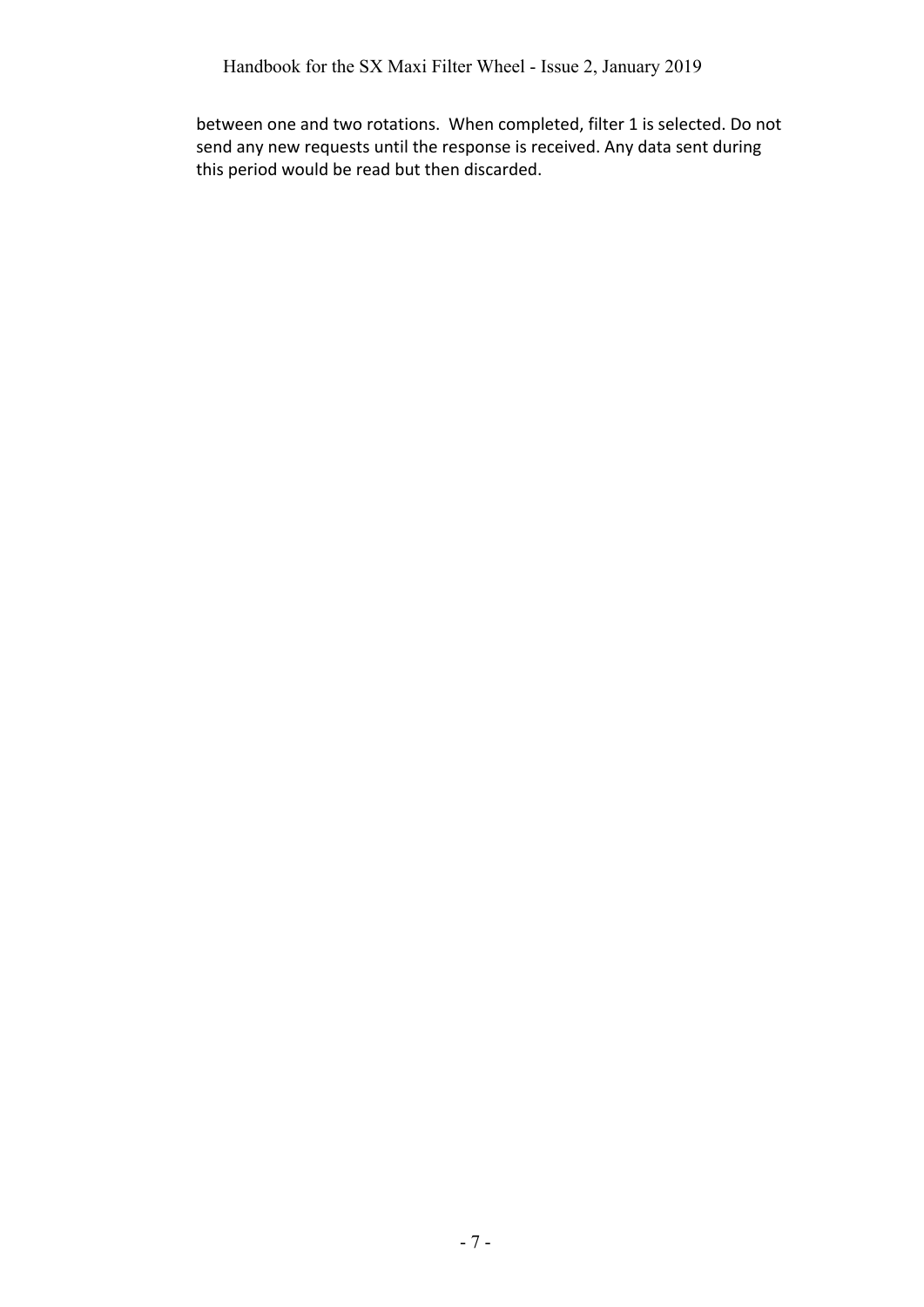between one and two rotations. When completed, filter 1 is selected. Do not send any new requests until the response is received. Any data sent during this period would be read but then discarded.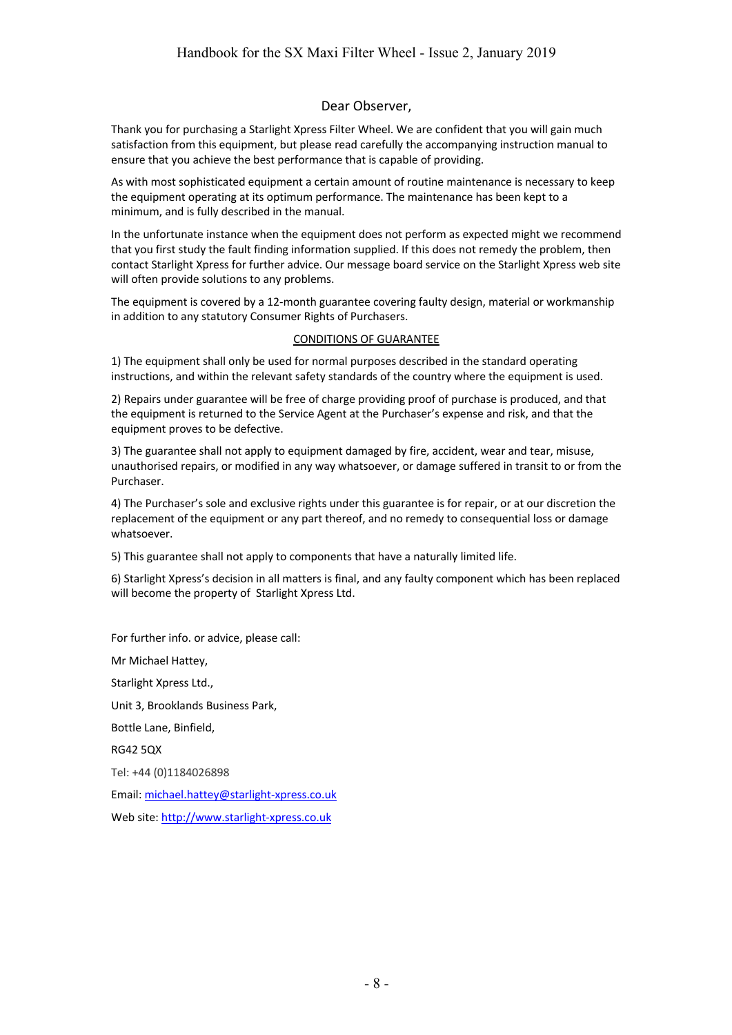Dear Observer,

Thank you for purchasing a Starlight Xpress Filter Wheel. We are confident that you will gain much satisfaction from this equipment, but please read carefully the accompanying instruction manual to ensure that you achieve the best performance that is capable of providing.

As with most sophisticated equipment a certain amount of routine maintenance is necessary to keep the equipment operating at its optimum performance. The maintenance has been kept to a minimum, and is fully described in the manual.

In the unfortunate instance when the equipment does not perform as expected might we recommend that you first study the fault finding information supplied. If this does not remedy the problem, then contact Starlight Xpress for further advice. Our message board service on the Starlight Xpress web site will often provide solutions to any problems.

The equipment is covered by a 12-month guarantee covering faulty design, material or workmanship in addition to any statutory Consumer Rights of Purchasers.

<u>CONDITIONS OF GUARANTEE</u>

1) The equipment shall only be used for normal purposes described in the standard operating instructions, and within the relevant safety standards of the country where the equipment is used.

2) Repairs under guarantee will be free of charge providing proof of purchase is produced, and that the equipment is returned to the Service Agent at the Purchaser's expense and risk, and that the equipment proves to be defective.

3) The guarantee shall not apply to equipment damaged by fire, accident, wear and tear, misuse, unauthorised repairs, or modified in any way whatsoever, or damage suffered in transit to or from the Purchaser.

4) The Purchaser's sole and exclusive rights under this guarantee is for repair, or at our discretion the replacement of the equipment or any part thereof, and no remedy to consequential loss or damage whatsoever.

5) This guarantee shall not apply to components that have a naturally limited life.

6) Starlight Xpress's decision in all matters is final, and any faulty component which has been replaced will become the property of Starlight Xpress Ltd.

For further info. or advice, please call:

Mr Michael Hattey,

Starlight Xpress Ltd.,

Unit 3, Brooklands Business Park,

Bottle Lane, Binfield,

RG42 5QX

Tel: +44 (0)1184026898

Email: michael.hattey@starlight-xpress.co.uk

Web site: http://www.starlight-xpress.co.uk